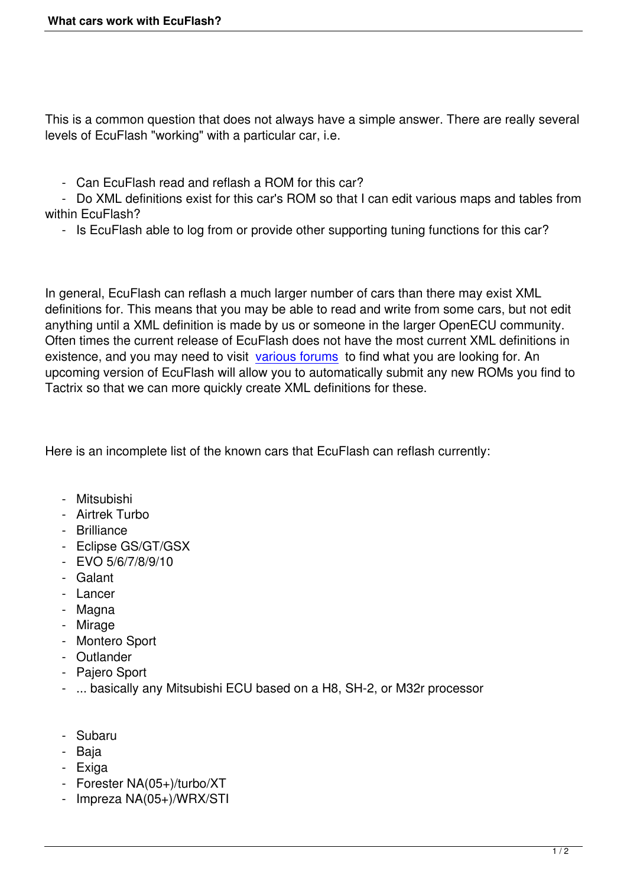This is a common question that does not always have a simple answer. There are really several levels of EcuFlash "working" with a particular car, i.e.

- Can EcuFlash read and reflash a ROM for this car?
- Do XML definitions exist for this car's ROM so that I can edit various maps and tables from within EcuFlash?
- Is EcuFlash able to log from or provide other supporting tuning functions for this car?

In general, EcuFlash can reflash a much larger number of cars than there may exist XML definitions for. This means that you may be able to read and write from some cars, but not edit anything until a XML definition is made by us or someone in the larger OpenECU community. Often times the current release of EcuFlash does not have the most current XML definitions in existence, and you may need to visit various forums to find what you are looking for. An upcoming version of EcuFlash will allow you to automatically submit any new ROMs you find to Tactrix so that we can more quickly create XML definitions for these.

Here is an incomplete list of the known cars that EcuFlash can reflash currently:

- Mitsubishi
- Airtrek Turbo
- Brilliance
- Eclipse GS/GT/GSX
- EVO 5/6/7/8/9/10
- Galant
- Lancer
- Magna
- Mirage
- Montero Sport
- Outlander
- Pajero Sport
- ... basically any Mitsubishi ECU based on a H8, SH-2, or M32r processor

- Subaru
- Baja
- Exiga
- Forester NA(05+)/turbo/XT
- Impreza NA(05+)/WRX/STI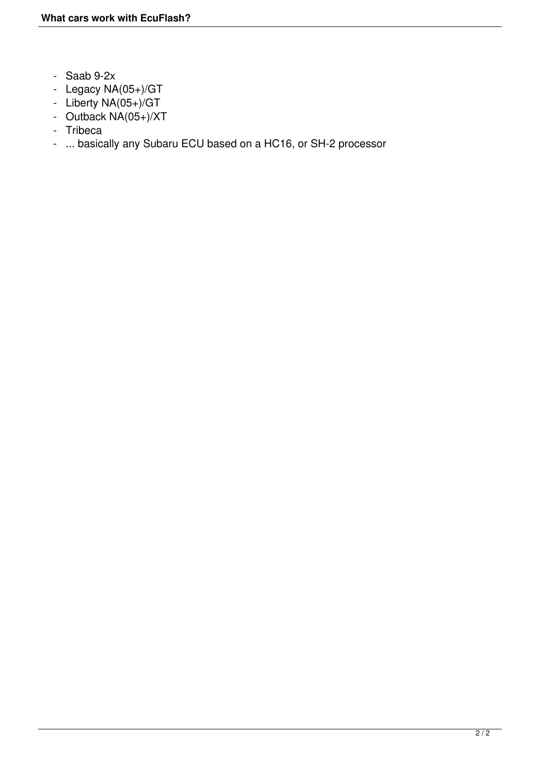- Saab 9-2x
- Legacy NA(05+)/GT
- Liberty NA(05+)/GT
- Outback NA(05+)/XT
- Tribeca
- ... basically any Subaru ECU based on a HC16, or SH-2 processor